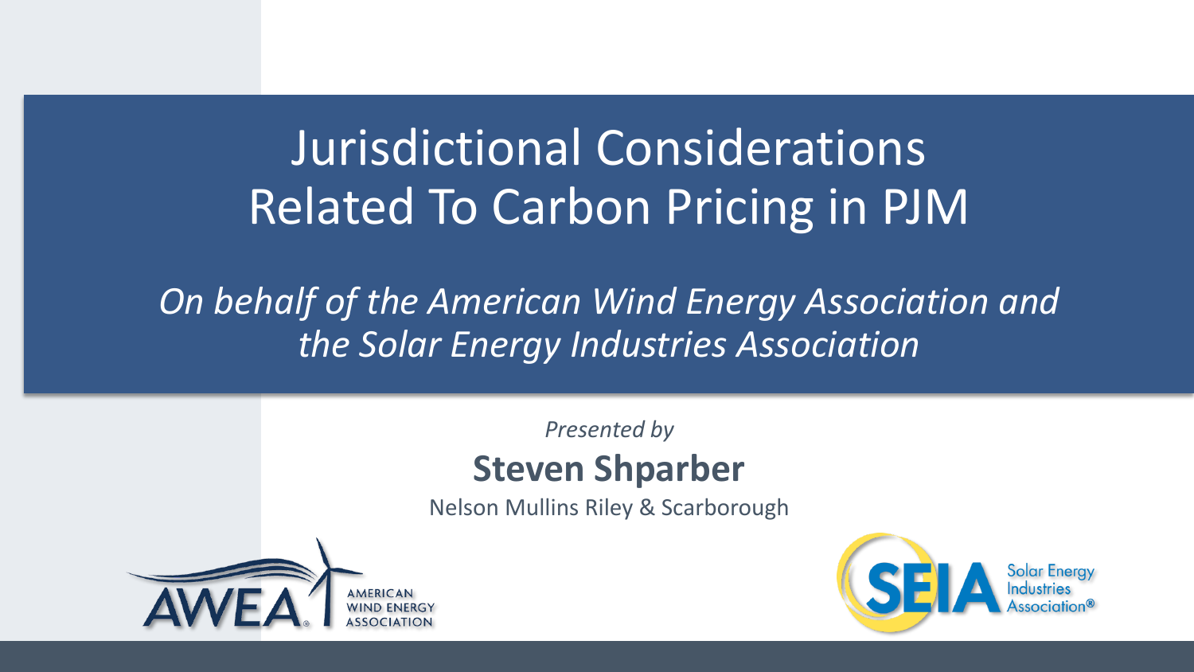# Jurisdictional Considerations Related To Carbon Pricing in PJM

*On behalf of the American Wind Energy Association and the Solar Energy Industries Association*

*Presented by*

**Steven Shparber**

Nelson Mullins Riley & Scarborough

AWEA AMERICAN WIND ENERGY ASSOCIATION

SEIA Solar Energy Industries Association®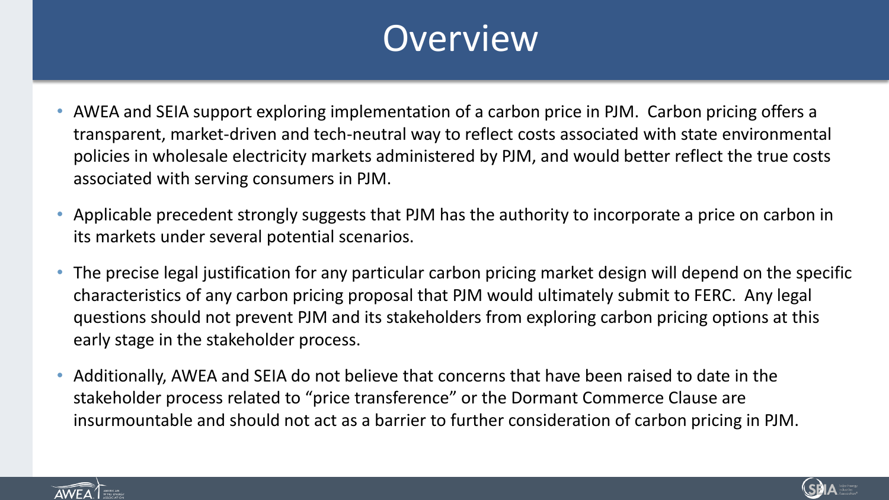# Overview

- AWEA and SEIA support exploring implementation of a carbon price in PJM. Carbon pricing offers a transparent, market-driven and tech-neutral way to reflect costs associated with state environmental policies in wholesale electricity markets administered by PJM, and would better reflect the true costs associated with serving consumers in PJM.
- Applicable precedent strongly suggests that PJM has the authority to incorporate a price on carbon in its markets under several potential scenarios.
- The precise legal justification for any particular carbon pricing market design will depend on the specific characteristics of any carbon pricing proposal that PJM would ultimately submit to FERC. Any legal questions should not prevent PJM and its stakeholders from exploring carbon pricing options at this early stage in the stakeholder process.
- Additionally, AWEA and SEIA do not believe that concerns that have been raised to date in the stakeholder process related to "price transference" or the Dormant Commerce Clause are insurmountable and should not act as a barrier to further consideration of carbon pricing in PJM.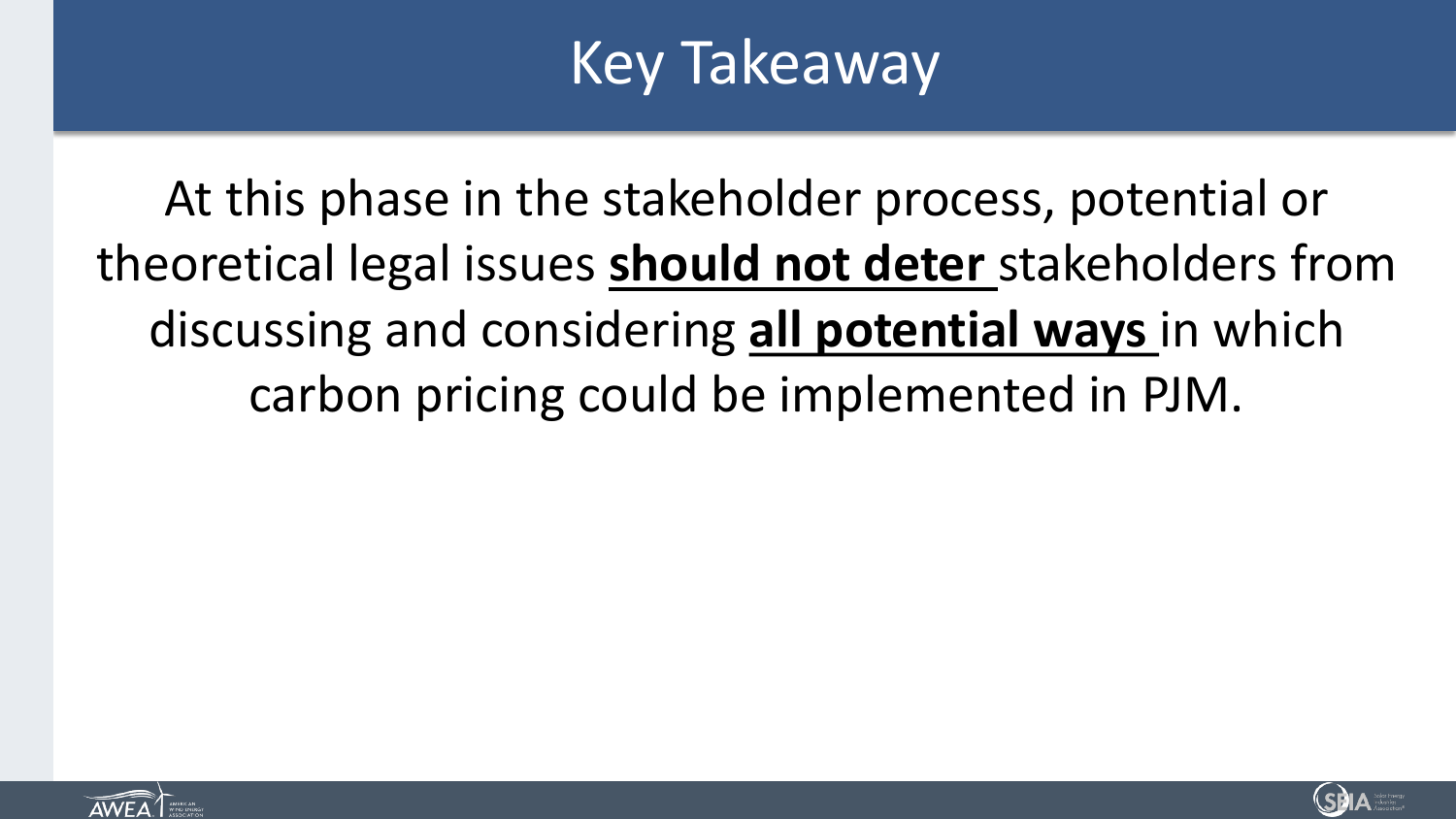# Key Takeaway

At this phase in the stakeholder process, potential or theoretical legal issues **should not deter** stakeholders from discussing and considering **all potential ways** in which carbon pricing could be implemented in PJM.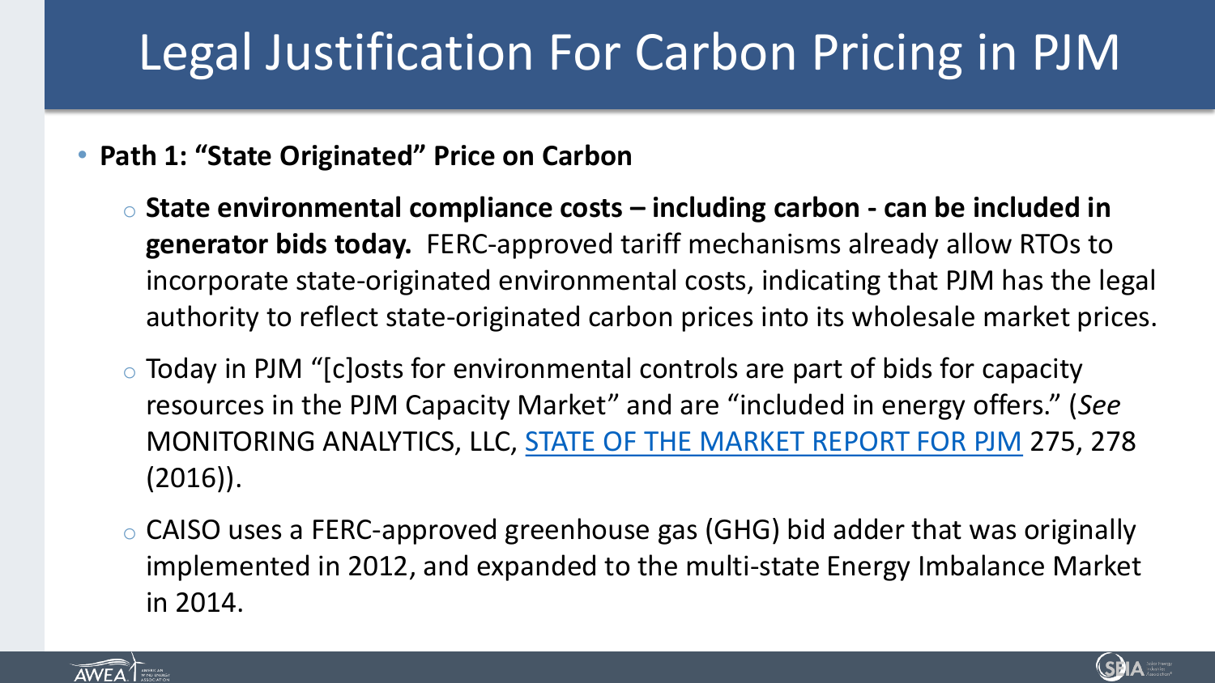# Legal Justification For Carbon Pricing in PJM

- **Path 1: "State Originated" Price on Carbon**
  - **State environmental compliance costs – including carbon - can be included in generator bids today.** FERC-approved tariff mechanisms already allow RTOs to incorporate state-originated environmental costs, indicating that PJM has the legal authority to reflect state-originated carbon prices into its wholesale market prices.
  - Today in PJM "[c]osts for environmental controls are part of bids for capacity resources in the PJM Capacity Market" and are "included in energy offers." (*See* MONITORING ANALYTICS, LLC, STATE OF THE MARKET REPORT FOR PJM 275, 278 (2016)).
  - CAISO uses a FERC-approved greenhouse gas (GHG) bid adder that was originally implemented in 2012, and expanded to the multi-state Energy Imbalance Market in 2014.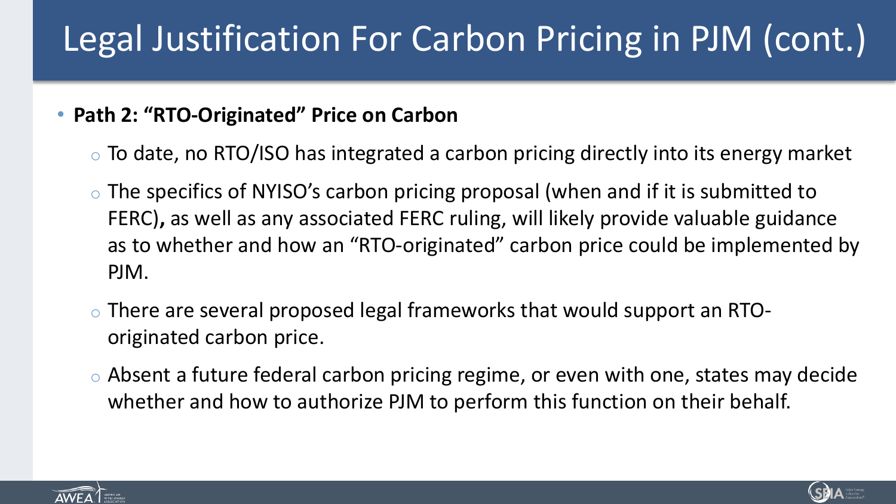# Legal Justification For Carbon Pricing in PJM (cont.)

- **Path 2: "RTO-Originated" Price on Carbon**
  - To date, no RTO/ISO has integrated a carbon pricing directly into its energy market
  - The specifics of NYISO's carbon pricing proposal (when and if it is submitted to FERC)**,** as well as any associated FERC ruling, will likely provide valuable guidance as to whether and how an "RTO-originated" carbon price could be implemented by PJM.
  - There are several proposed legal frameworks that would support an RTO-originated carbon price.
  - Absent a future federal carbon pricing regime, or even with one, states may decide whether and how to authorize PJM to perform this function on their behalf.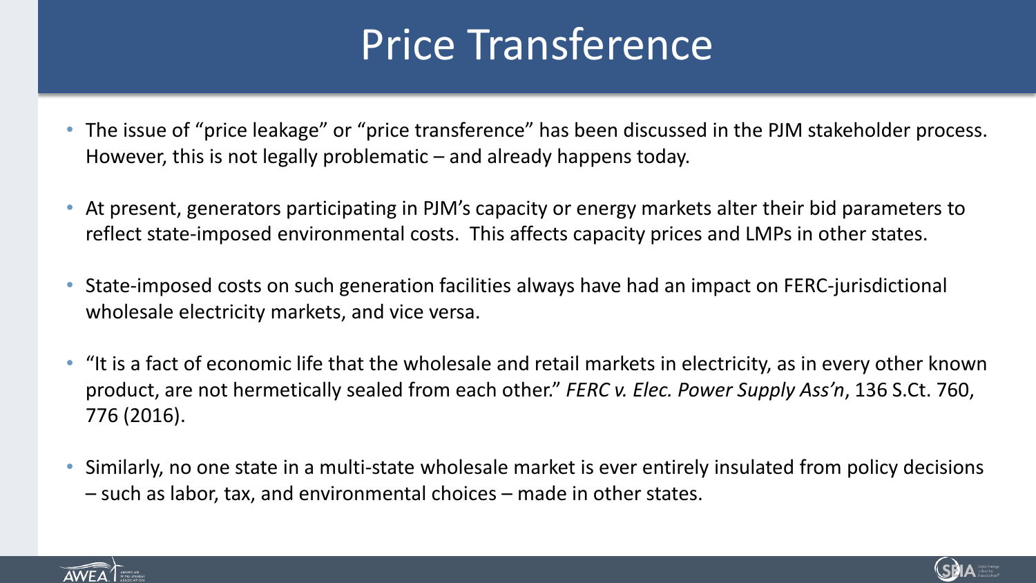# Price Transference

- The issue of "price leakage" or "price transference" has been discussed in the PJM stakeholder process. However, this is not legally problematic – and already happens today.
- At present, generators participating in PJM's capacity or energy markets alter their bid parameters to reflect state-imposed environmental costs. This affects capacity prices and LMPs in other states.
- State-imposed costs on such generation facilities always have had an impact on FERC-jurisdictional wholesale electricity markets, and vice versa.
- "It is a fact of economic life that the wholesale and retail markets in electricity, as in every other known product, are not hermetically sealed from each other." *FERC v. Elec. Power Supply Ass'n*, 136 S.Ct. 760, 776 (2016).
- Similarly, no one state in a multi-state wholesale market is ever entirely insulated from policy decisions – such as labor, tax, and environmental choices – made in other states.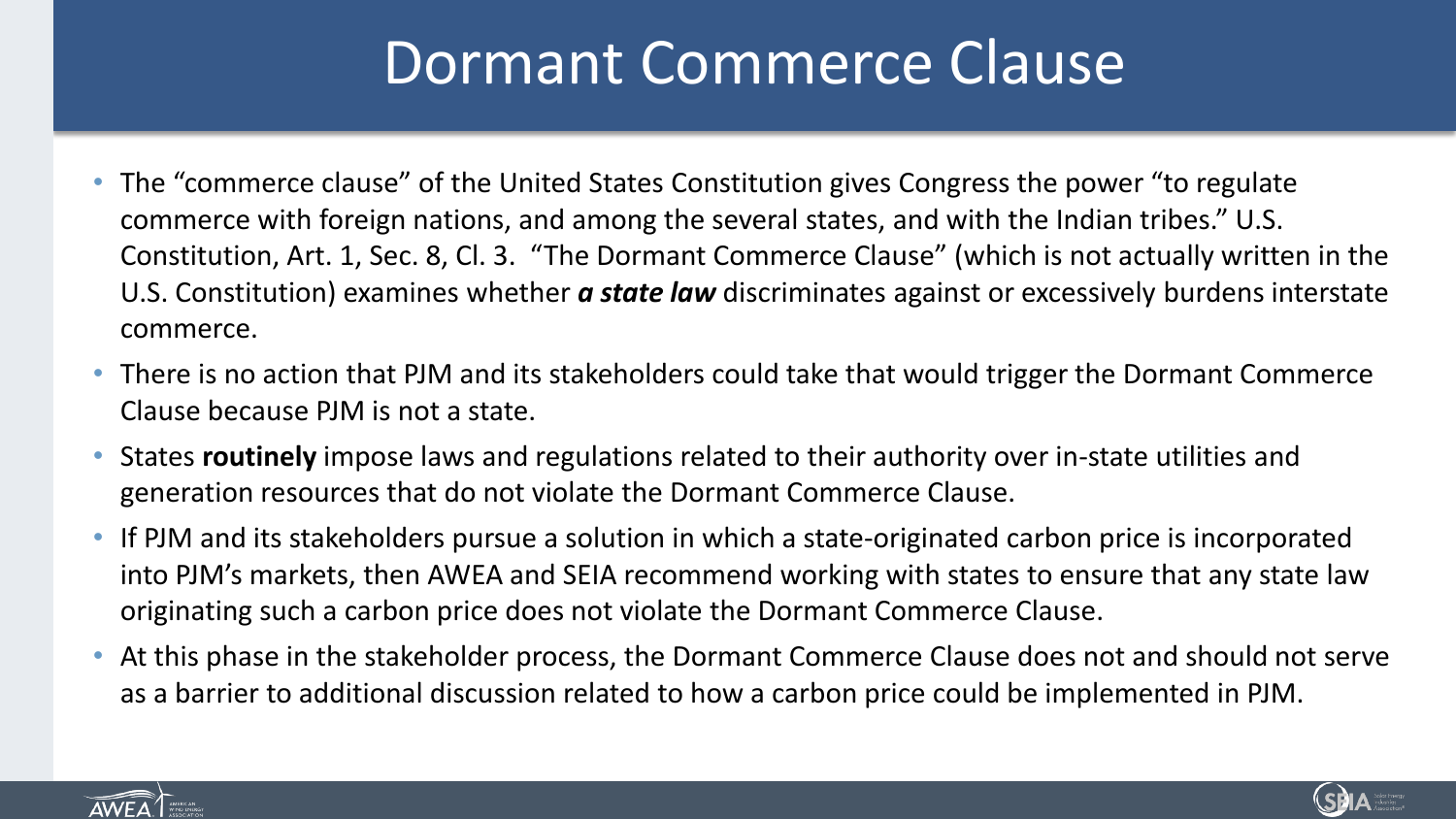# Dormant Commerce Clause

- The "commerce clause" of the United States Constitution gives Congress the power "to regulate commerce with foreign nations, and among the several states, and with the Indian tribes." U.S. Constitution, Art. 1, Sec. 8, Cl. 3. "The Dormant Commerce Clause" (which is not actually written in the U.S. Constitution) examines whether ***a state law*** discriminates against or excessively burdens interstate commerce.
- There is no action that PJM and its stakeholders could take that would trigger the Dormant Commerce Clause because PJM is not a state.
- States **routinely** impose laws and regulations related to their authority over in-state utilities and generation resources that do not violate the Dormant Commerce Clause.
- If PJM and its stakeholders pursue a solution in which a state-originated carbon price is incorporated into PJM's markets, then AWEA and SEIA recommend working with states to ensure that any state law originating such a carbon price does not violate the Dormant Commerce Clause.
- At this phase in the stakeholder process, the Dormant Commerce Clause does not and should not serve as a barrier to additional discussion related to how a carbon price could be implemented in PJM.